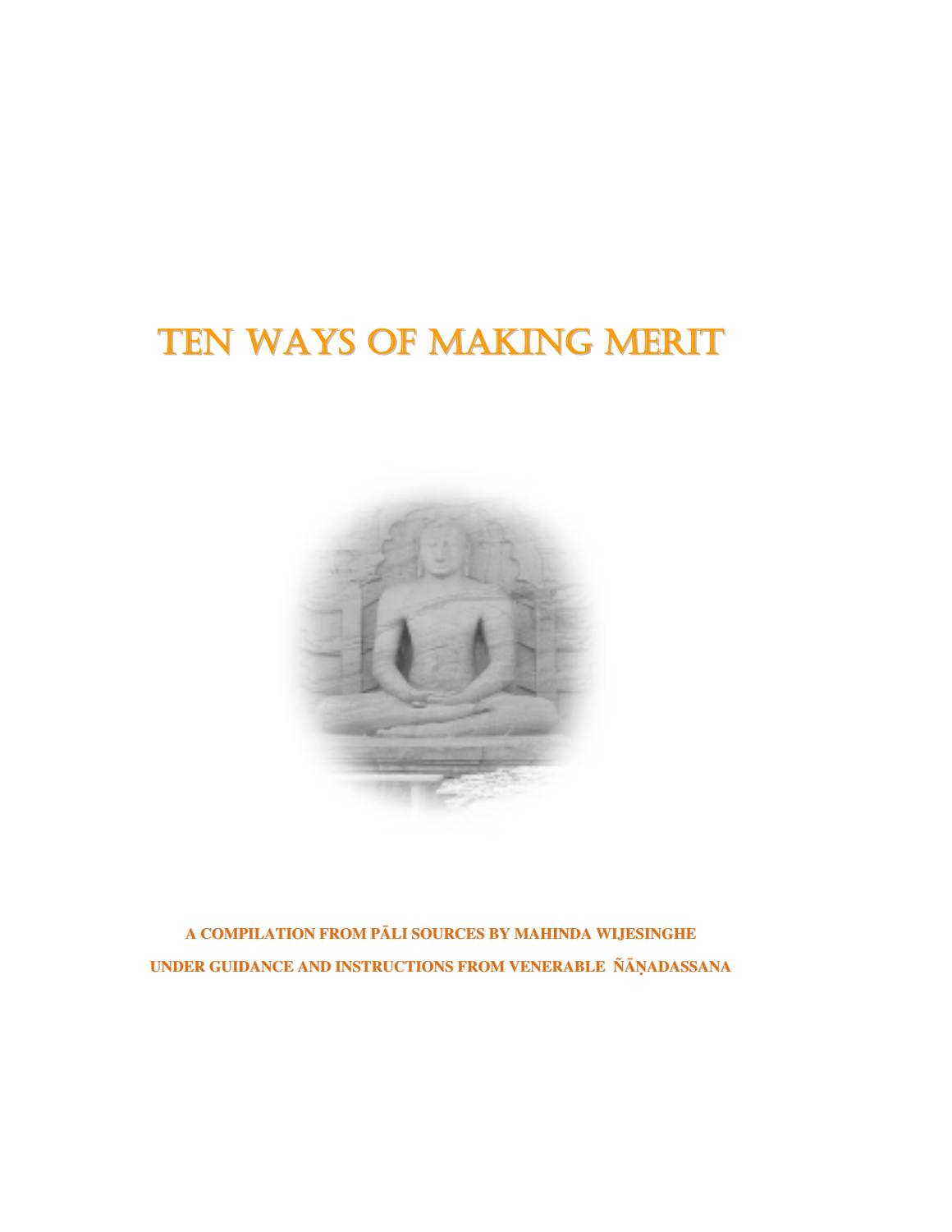# TEN WAYS OF MAKING MERIT

**A COMPILATION FROM PĀLI SOURCES BY MAHINDA WIJESINGHE**

**UNDER GUIDANCE AND INSTRUCTIONS FROM VENERABLE ÑĀṆADASSANA**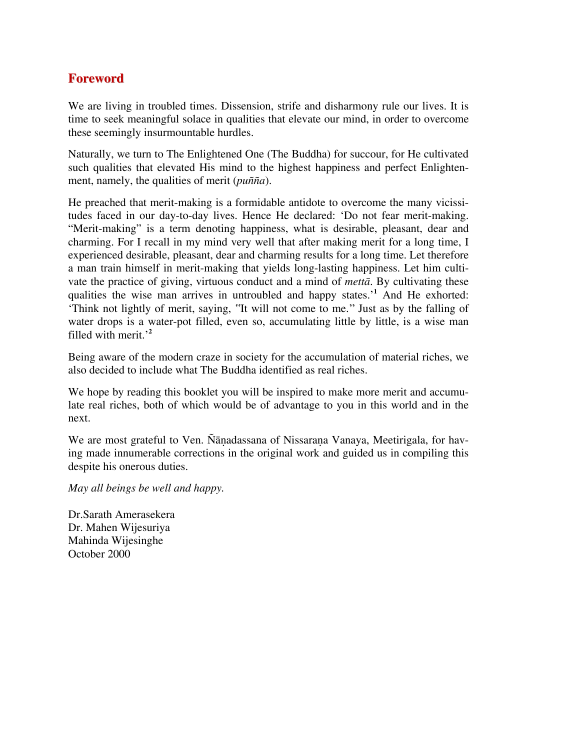## Foreword

We are living in troubled times. Dissension, strife and disharmony rule our lives. It is time to seek meaningful solace in qualities that elevate our mind, in order to overcome these seemingly insurmountable hurdles.

Naturally, we turn to The Enlightened One (The Buddha) for succour, for He cultivated such qualities that elevated His mind to the highest happiness and perfect Enlightenment, namely, the qualities of merit (*puñña*).

He preached that merit-making is a formidable antidote to overcome the many vicissitudes faced in our day-to-day lives. Hence He declared: 'Do not fear merit-making. "Merit-making" is a term denoting happiness, what is desirable, pleasant, dear and charming. For I recall in my mind very well that after making merit for a long time, I experienced desirable, pleasant, dear and charming results for a long time. Let therefore a man train himself in merit-making that yields long-lasting happiness. Let him cultivate the practice of giving, virtuous conduct and a mind of *mettā*. By cultivating these qualities the wise man arrives in untroubled and happy states.'[1] And He exhorted: 'Think not lightly of merit, saying, "It will not come to me." Just as by the falling of water drops is a water-pot filled, even so, accumulating little by little, is a wise man filled with merit.'[2]

Being aware of the modern craze in society for the accumulation of material riches, we also decided to include what The Buddha identified as real riches.

We hope by reading this booklet you will be inspired to make more merit and accumulate real riches, both of which would be of advantage to you in this world and in the next.

We are most grateful to Ven. Ñāṇadassana of Nissaraṇa Vanaya, Meetirigala, for having made innumerable corrections in the original work and guided us in compiling this despite his onerous duties.

*May all beings be well and happy.*

Dr.Sarath Amerasekera
Dr. Mahen Wijesuriya
Mahinda Wijesinghe
October 2000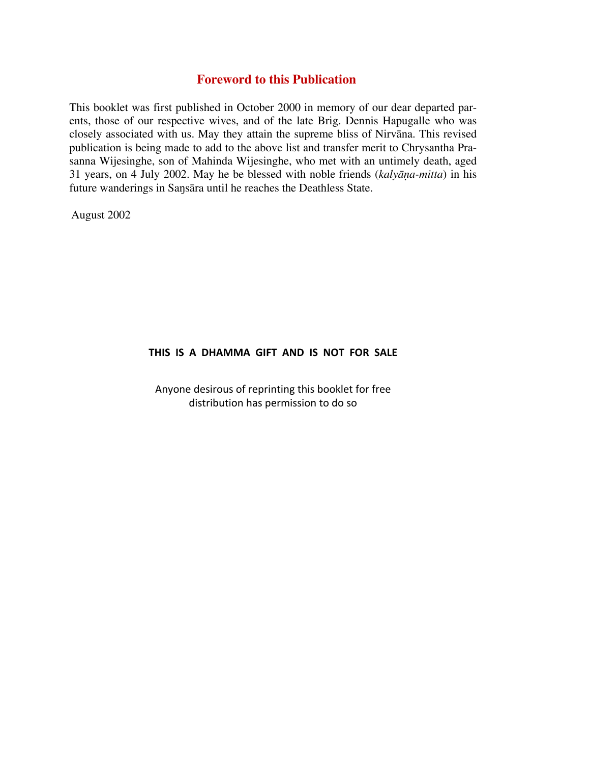## Foreword to this Publication

This booklet was first published in October 2000 in memory of our dear departed parents, those of our respective wives, and of the late Brig. Dennis Hapugalle who was closely associated with us. May they attain the supreme bliss of Nirvāna. This revised publication is being made to add to the above list and transfer merit to Chrysantha Prasanna Wijesinghe, son of Mahinda Wijesinghe, who met with an untimely death, aged 31 years, on 4 July 2002. May he be blessed with noble friends (*kalyāṇa-mitta*) in his future wanderings in Saŋsāra until he reaches the Deathless State.

August 2002

**THIS IS A DHAMMA GIFT AND IS NOT FOR SALE**

Anyone desirous of reprinting this booklet for free distribution has permission to do so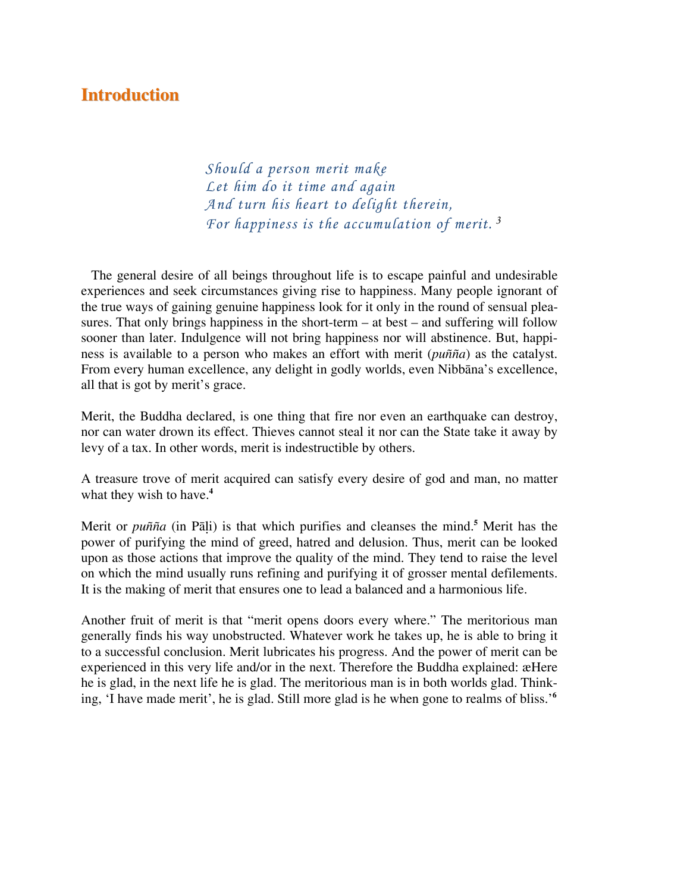## Introduction

*Should a person merit make*
*Let him do it time and again*
*And turn his heart to delight therein,*
*For happiness is the accumulation of merit.* [3]

The general desire of all beings throughout life is to escape painful and undesirable experiences and seek circumstances giving rise to happiness. Many people ignorant of the true ways of gaining genuine happiness look for it only in the round of sensual pleasures. That only brings happiness in the short-term – at best – and suffering will follow sooner than later. Indulgence will not bring happiness nor will abstinence. But, happiness is available to a person who makes an effort with merit (*puñña*) as the catalyst. From every human excellence, any delight in godly worlds, even Nibbāna's excellence, all that is got by merit's grace.

Merit, the Buddha declared, is one thing that fire nor even an earthquake can destroy, nor can water drown its effect. Thieves cannot steal it nor can the State take it away by levy of a tax. In other words, merit is indestructible by others.

A treasure trove of merit acquired can satisfy every desire of god and man, no matter what they wish to have.[4]

Merit or *puñña* (in Pāḷi) is that which purifies and cleanses the mind.[5] Merit has the power of purifying the mind of greed, hatred and delusion. Thus, merit can be looked upon as those actions that improve the quality of the mind. They tend to raise the level on which the mind usually runs refining and purifying it of grosser mental defilements. It is the making of merit that ensures one to lead a balanced and a harmonious life.

Another fruit of merit is that "merit opens doors every where." The meritorious man generally finds his way unobstructed. Whatever work he takes up, he is able to bring it to a successful conclusion. Merit lubricates his progress. And the power of merit can be experienced in this very life and/or in the next. Therefore the Buddha explained: æHere he is glad, in the next life he is glad. The meritorious man is in both worlds glad. Thinking, 'I have made merit', he is glad. Still more glad is he when gone to realms of bliss.'[6]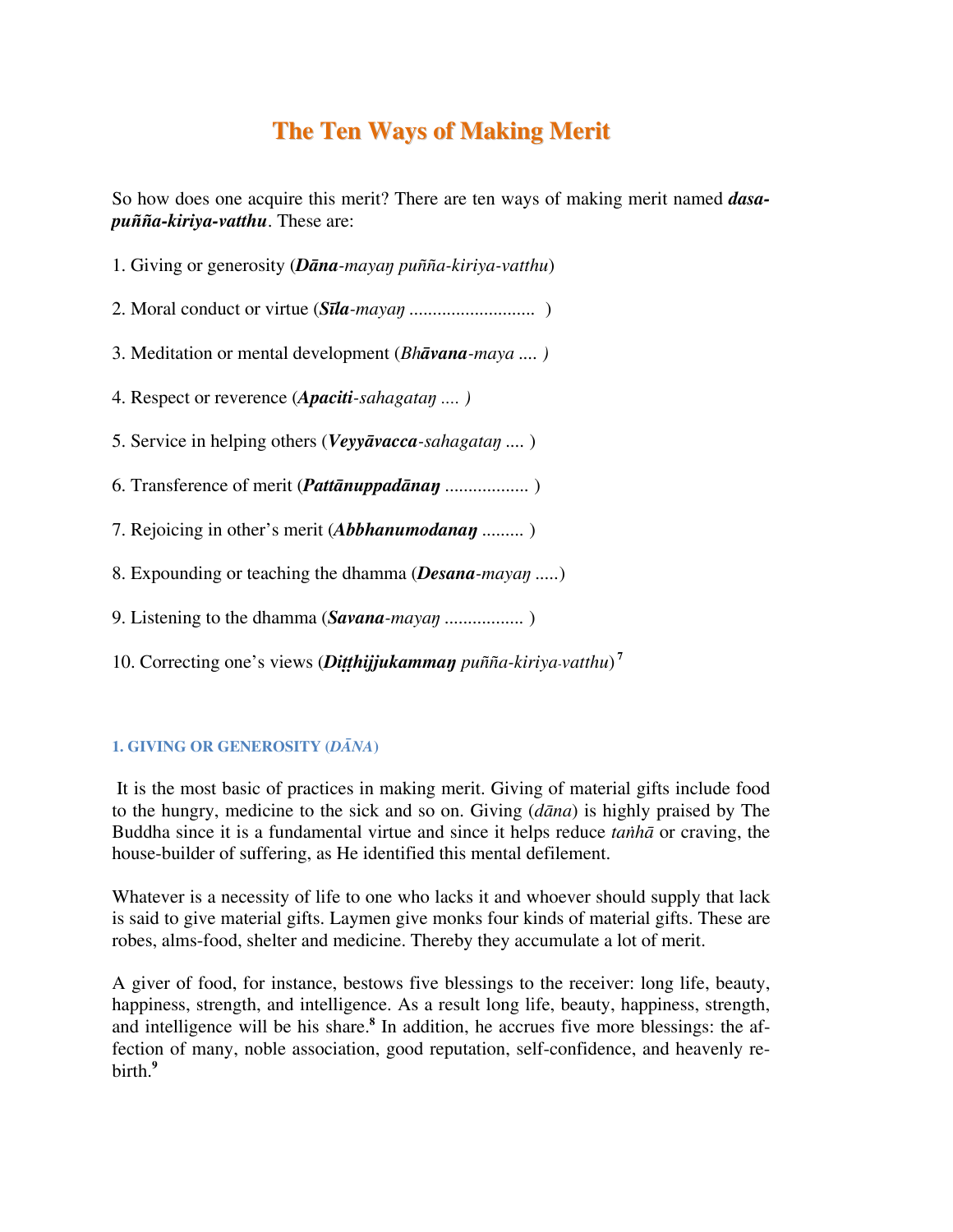# The Ten Ways of Making Merit

So how does one acquire this merit? There are ten ways of making merit named ***dasa-puñña-kiriya-vatthu***. These are:

1. Giving or generosity (***Dāna****-mayaŋ puñña-kiriya-vatthu*)

2. Moral conduct or virtue (***Sīla****-mayaŋ* .......................... )

3. Meditation or mental development (*Bh****āvana****-maya .... )*

4. Respect or reverence (***Apaciti****-sahagataŋ .... )*

5. Service in helping others (***Veyyāvacca****-sahagataŋ* .... )

6. Transference of merit (***Pattānuppadānaŋ*** ................. )

7. Rejoicing in other's merit (***Abbhanumodanaŋ*** ......... )

8. Expounding or teaching the dhamma (***Desana****-mayaŋ* .....)

9. Listening to the dhamma (***Savana****-mayaŋ* ................ )

10. Correcting one's views (***Diṭṭhijjukammaŋ*** *puñña-kiriya-vatthu*) [7]

#### 1. GIVING OR GENEROSITY (*DĀNA*)

It is the most basic of practices in making merit. Giving of material gifts include food to the hungry, medicine to the sick and so on. Giving (*dāna*) is highly praised by The Buddha since it is a fundamental virtue and since it helps reduce *taṅhā* or craving, the house-builder of suffering, as He identified this mental defilement.

Whatever is a necessity of life to one who lacks it and whoever should supply that lack is said to give material gifts. Laymen give monks four kinds of material gifts. These are robes, alms-food, shelter and medicine. Thereby they accumulate a lot of merit.

A giver of food, for instance, bestows five blessings to the receiver: long life, beauty, happiness, strength, and intelligence. As a result long life, beauty, happiness, strength, and intelligence will be his share.[8] In addition, he accrues five more blessings: the affection of many, noble association, good reputation, self-confidence, and heavenly rebirth.[9]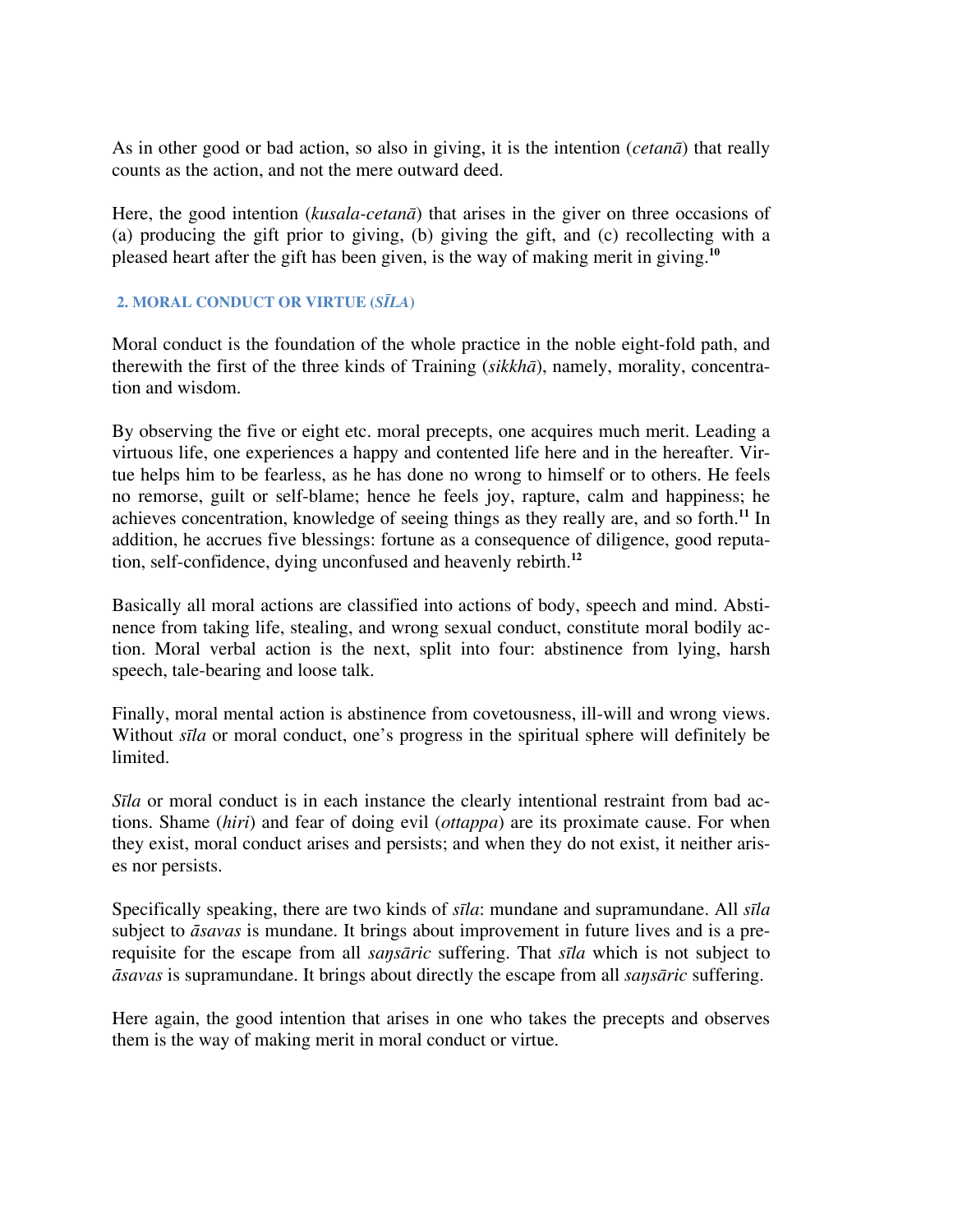As in other good or bad action, so also in giving, it is the intention (*cetanā*) that really counts as the action, and not the mere outward deed.

Here, the good intention (*kusala-cetanā*) that arises in the giver on three occasions of (a) producing the gift prior to giving, (b) giving the gift, and (c) recollecting with a pleased heart after the gift has been given, is the way of making merit in giving.[10]

### 2. MORAL CONDUCT OR VIRTUE (*SĪLA*)

Moral conduct is the foundation of the whole practice in the noble eight-fold path, and therewith the first of the three kinds of Training (*sikkhā*), namely, morality, concentration and wisdom.

By observing the five or eight etc. moral precepts, one acquires much merit. Leading a virtuous life, one experiences a happy and contented life here and in the hereafter. Virtue helps him to be fearless, as he has done no wrong to himself or to others. He feels no remorse, guilt or self-blame; hence he feels joy, rapture, calm and happiness; he achieves concentration, knowledge of seeing things as they really are, and so forth.[11] In addition, he accrues five blessings: fortune as a consequence of diligence, good reputation, self-confidence, dying unconfused and heavenly rebirth.[12]

Basically all moral actions are classified into actions of body, speech and mind. Abstinence from taking life, stealing, and wrong sexual conduct, constitute moral bodily action. Moral verbal action is the next, split into four: abstinence from lying, harsh speech, tale-bearing and loose talk.

Finally, moral mental action is abstinence from covetousness, ill-will and wrong views. Without *sīla* or moral conduct, one's progress in the spiritual sphere will definitely be limited.

*Sīla* or moral conduct is in each instance the clearly intentional restraint from bad actions. Shame (*hiri*) and fear of doing evil (*ottappa*) are its proximate cause. For when they exist, moral conduct arises and persists; and when they do not exist, it neither arises nor persists.

Specifically speaking, there are two kinds of *sīla*: mundane and supramundane. All *sīla* subject to *āsavas* is mundane. It brings about improvement in future lives and is a prerequisite for the escape from all *saŋsāric* suffering. That *sīla* which is not subject to *āsavas* is supramundane. It brings about directly the escape from all *saŋsāric* suffering.

Here again, the good intention that arises in one who takes the precepts and observes them is the way of making merit in moral conduct or virtue.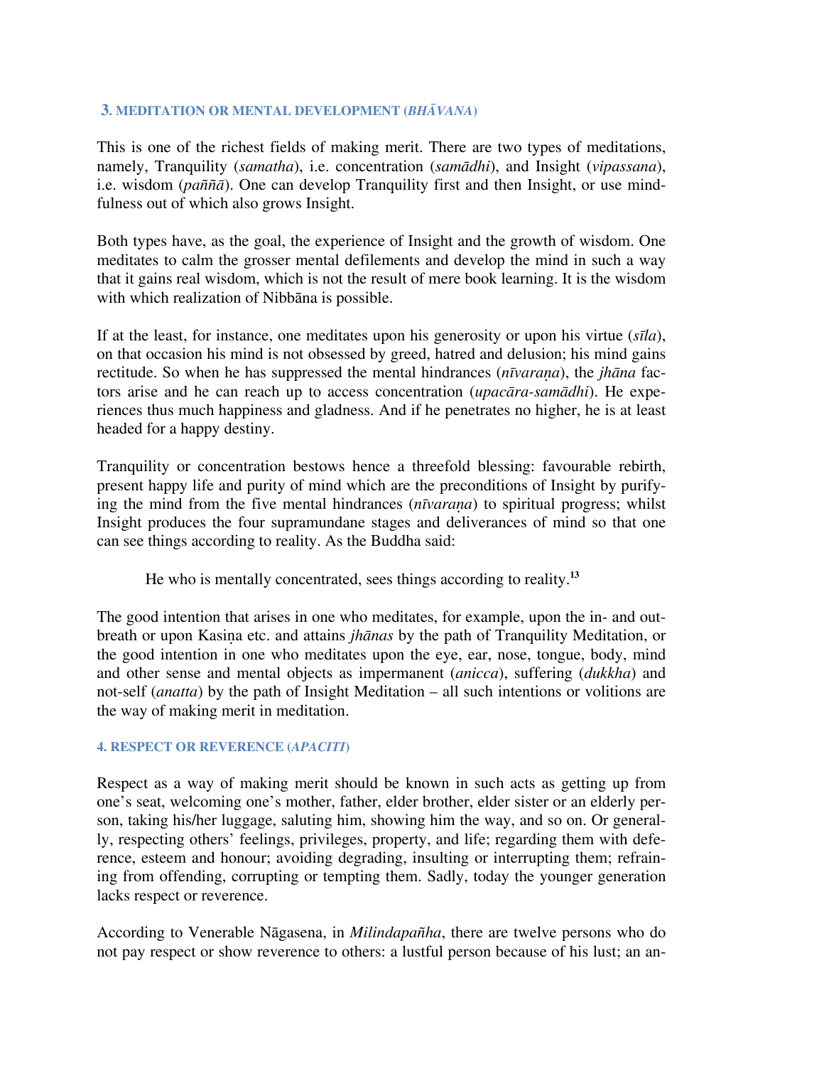### 3. MEDITATION OR MENTAL DEVELOPMENT (*BHĀVANA*)

This is one of the richest fields of making merit. There are two types of meditations, namely, Tranquility (*samatha*), i.e. concentration (*samādhi*), and Insight (*vipassana*), i.e. wisdom (*paññā*). One can develop Tranquility first and then Insight, or use mindfulness out of which also grows Insight.

Both types have, as the goal, the experience of Insight and the growth of wisdom. One meditates to calm the grosser mental defilements and develop the mind in such a way that it gains real wisdom, which is not the result of mere book learning. It is the wisdom with which realization of Nibbāna is possible.

If at the least, for instance, one meditates upon his generosity or upon his virtue (*sīla*), on that occasion his mind is not obsessed by greed, hatred and delusion; his mind gains rectitude. So when he has suppressed the mental hindrances (*nīvaraṇa*), the *jhāna* factors arise and he can reach up to access concentration (*upacāra-samādhi*). He experiences thus much happiness and gladness. And if he penetrates no higher, he is at least headed for a happy destiny.

Tranquility or concentration bestows hence a threefold blessing: favourable rebirth, present happy life and purity of mind which are the preconditions of Insight by purifying the mind from the five mental hindrances (*nīvaraṇa*) to spiritual progress; whilst Insight produces the four supramundane stages and deliverances of mind so that one can see things according to reality. As the Buddha said:

> He who is mentally concentrated, sees things according to reality.[13]

The good intention that arises in one who meditates, for example, upon the in- and out-breath or upon Kasiṇa etc. and attains *jhānas* by the path of Tranquility Meditation, or the good intention in one who meditates upon the eye, ear, nose, tongue, body, mind and other sense and mental objects as impermanent (*anicca*), suffering (*dukkha*) and not-self (*anatta*) by the path of Insight Meditation – all such intentions or volitions are the way of making merit in meditation.

### 4. RESPECT OR REVERENCE (*APACITI*)

Respect as a way of making merit should be known in such acts as getting up from one's seat, welcoming one's mother, father, elder brother, elder sister or an elderly person, taking his/her luggage, saluting him, showing him the way, and so on. Or generally, respecting others' feelings, privileges, property, and life; regarding them with deference, esteem and honour; avoiding degrading, insulting or interrupting them; refraining from offending, corrupting or tempting them. Sadly, today the younger generation lacks respect or reverence.

According to Venerable Nāgasena, in *Milindapañha*, there are twelve persons who do not pay respect or show reverence to others: a lustful person because of his lust; an an-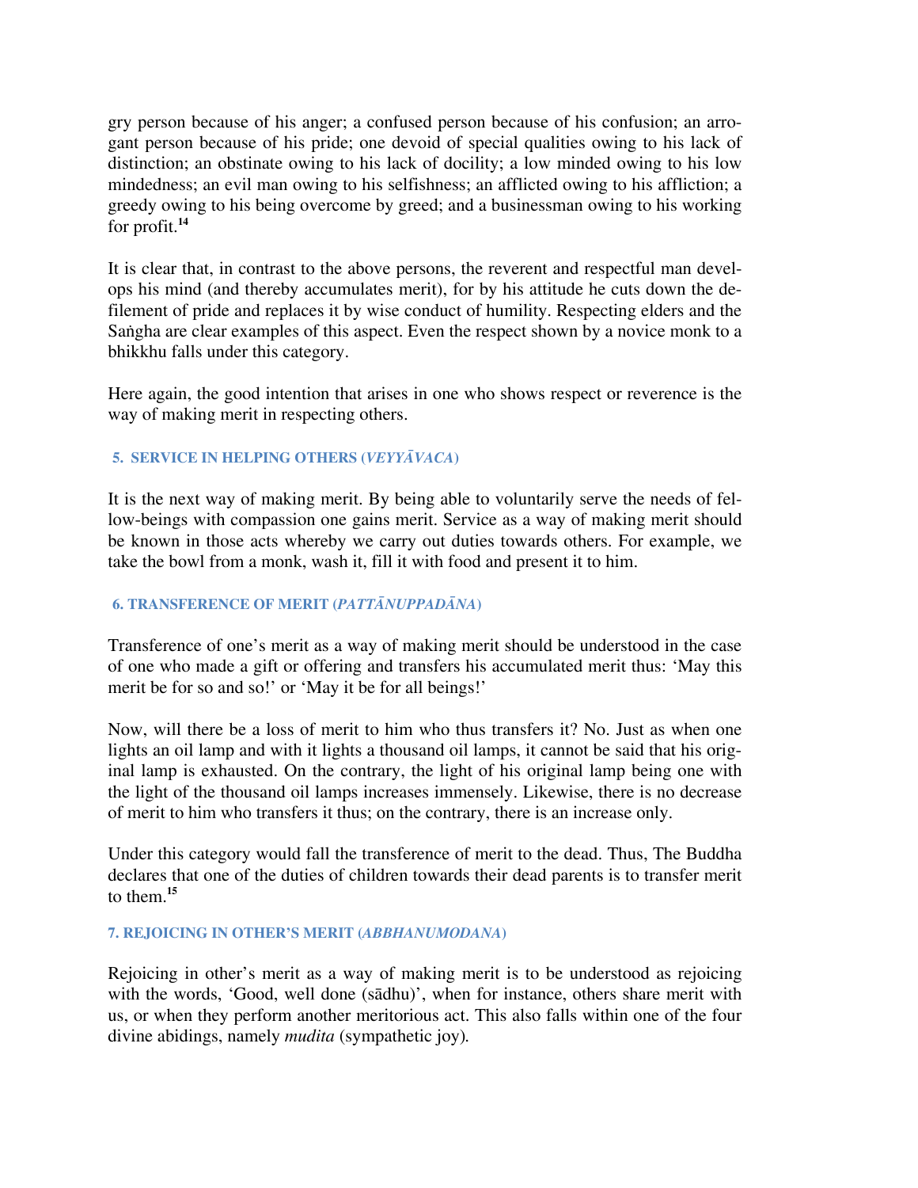gry person because of his anger; a confused person because of his confusion; an arrogant person because of his pride; one devoid of special qualities owing to his lack of distinction; an obstinate owing to his lack of docility; a low minded owing to his low mindedness; an evil man owing to his selfishness; an afflicted owing to his affliction; a greedy owing to his being overcome by greed; and a businessman owing to his working for profit.[14]

It is clear that, in contrast to the above persons, the reverent and respectful man develops his mind (and thereby accumulates merit), for by his attitude he cuts down the defilement of pride and replaces it by wise conduct of humility. Respecting elders and the Saṅgha are clear examples of this aspect. Even the respect shown by a novice monk to a bhikkhu falls under this category.

Here again, the good intention that arises in one who shows respect or reverence is the way of making merit in respecting others.

### 5. SERVICE IN HELPING OTHERS (*VEYYĀVACA*)

It is the next way of making merit. By being able to voluntarily serve the needs of fellow-beings with compassion one gains merit. Service as a way of making merit should be known in those acts whereby we carry out duties towards others. For example, we take the bowl from a monk, wash it, fill it with food and present it to him.

### 6. TRANSFERENCE OF MERIT (*PATTĀNUPPADĀNA*)

Transference of one's merit as a way of making merit should be understood in the case of one who made a gift or offering and transfers his accumulated merit thus: 'May this merit be for so and so!' or 'May it be for all beings!'

Now, will there be a loss of merit to him who thus transfers it? No. Just as when one lights an oil lamp and with it lights a thousand oil lamps, it cannot be said that his original lamp is exhausted. On the contrary, the light of his original lamp being one with the light of the thousand oil lamps increases immensely. Likewise, there is no decrease of merit to him who transfers it thus; on the contrary, there is an increase only.

Under this category would fall the transference of merit to the dead. Thus, The Buddha declares that one of the duties of children towards their dead parents is to transfer merit to them.[15]

### 7. REJOICING IN OTHER'S MERIT (*ABBHANUMODANA*)

Rejoicing in other's merit as a way of making merit is to be understood as rejoicing with the words, 'Good, well done (sādhu)', when for instance, others share merit with us, or when they perform another meritorious act. This also falls within one of the four divine abidings, namely *mudita* (sympathetic joy).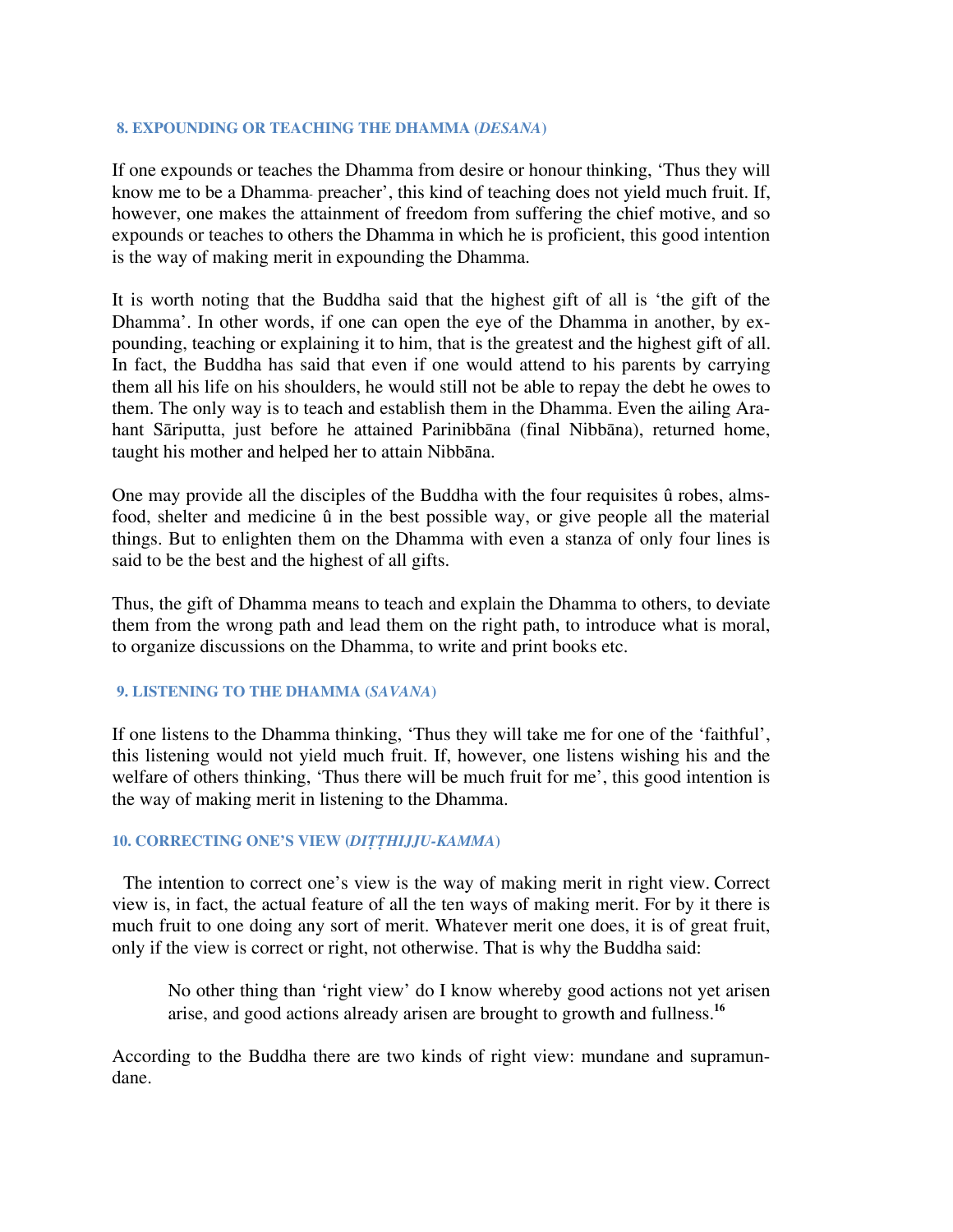### 8. EXPOUNDING OR TEACHING THE DHAMMA (*DESANA*)

If one expounds or teaches the Dhamma from desire or honour thinking, 'Thus they will know me to be a Dhamma- preacher', this kind of teaching does not yield much fruit. If, however, one makes the attainment of freedom from suffering the chief motive, and so expounds or teaches to others the Dhamma in which he is proficient, this good intention is the way of making merit in expounding the Dhamma.

It is worth noting that the Buddha said that the highest gift of all is 'the gift of the Dhamma'. In other words, if one can open the eye of the Dhamma in another, by expounding, teaching or explaining it to him, that is the greatest and the highest gift of all. In fact, the Buddha has said that even if one would attend to his parents by carrying them all his life on his shoulders, he would still not be able to repay the debt he owes to them. The only way is to teach and establish them in the Dhamma. Even the ailing Arahant Sāriputta, just before he attained Parinibbāna (final Nibbāna), returned home, taught his mother and helped her to attain Nibbāna.

One may provide all the disciples of the Buddha with the four requisites û robes, almsfood, shelter and medicine û in the best possible way, or give people all the material things. But to enlighten them on the Dhamma with even a stanza of only four lines is said to be the best and the highest of all gifts.

Thus, the gift of Dhamma means to teach and explain the Dhamma to others, to deviate them from the wrong path and lead them on the right path, to introduce what is moral, to organize discussions on the Dhamma, to write and print books etc.

### 9. LISTENING TO THE DHAMMA (*SAVANA*)

If one listens to the Dhamma thinking, 'Thus they will take me for one of the 'faithful', this listening would not yield much fruit. If, however, one listens wishing his and the welfare of others thinking, 'Thus there will be much fruit for me', this good intention is the way of making merit in listening to the Dhamma.

### 10. CORRECTING ONE'S VIEW (*DIṬṬHIJJU-KAMMA*)

The intention to correct one's view is the way of making merit in right view. Correct view is, in fact, the actual feature of all the ten ways of making merit. For by it there is much fruit to one doing any sort of merit. Whatever merit one does, it is of great fruit, only if the view is correct or right, not otherwise. That is why the Buddha said:

> No other thing than 'right view' do I know whereby good actions not yet arisen arise, and good actions already arisen are brought to growth and fullness.[16]

According to the Buddha there are two kinds of right view: mundane and supramundane.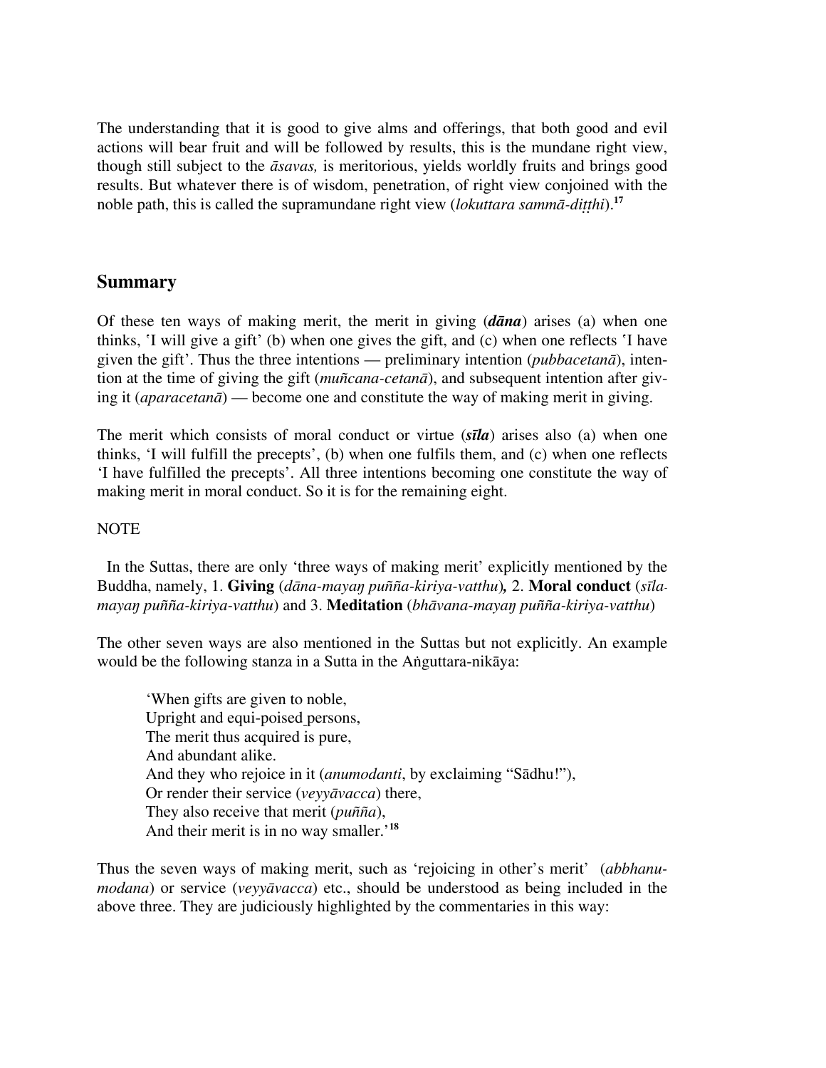The understanding that it is good to give alms and offerings, that both good and evil actions will bear fruit and will be followed by results, this is the mundane right view, though still subject to the *āsavas,* is meritorious, yields worldly fruits and brings good results. But whatever there is of wisdom, penetration, of right view conjoined with the noble path, this is called the supramundane right view (*lokuttara sammā-diṭṭhi*).[17]

## Summary

Of these ten ways of making merit, the merit in giving (***dāna***) arises (a) when one thinks, 'I will give a gift' (b) when one gives the gift, and (c) when one reflects 'I have given the gift'. Thus the three intentions — preliminary intention (*pubbacetanā*), intention at the time of giving the gift (*muñcana-cetanā*), and subsequent intention after giving it (*aparacetanā*) — become one and constitute the way of making merit in giving.

The merit which consists of moral conduct or virtue (***sīla***) arises also (a) when one thinks, 'I will fulfill the precepts', (b) when one fulfils them, and (c) when one reflects 'I have fulfilled the precepts'. All three intentions becoming one constitute the way of making merit in moral conduct. So it is for the remaining eight.

NOTE

In the Suttas, there are only 'three ways of making merit' explicitly mentioned by the Buddha, namely, 1. **Giving** (*dāna-mayaŋ puñña-kiriya-vatthu*)**,** 2. **Moral conduct** (*sīla-mayaŋ puñña-kiriya-vatthu*) and 3. **Meditation** (*bhāvana-mayaŋ puñña-kiriya-vatthu*)

The other seven ways are also mentioned in the Suttas but not explicitly. An example would be the following stanza in a Sutta in the Aṅguttara-nikāya:

> 'When gifts are given to noble,
> Upright and equi-poised persons,
> The merit thus acquired is pure,
> And abundant alike.
> And they who rejoice in it (*anumodanti*, by exclaiming "Sādhu!"),
> Or render their service (*veyyāvacca*) there,
> They also receive that merit (*puñña*),
> And their merit is in no way smaller.'[18]

Thus the seven ways of making merit, such as 'rejoicing in other's merit' (*abbhanumodana*) or service (*veyyāvacca*) etc., should be understood as being included in the above three. They are judiciously highlighted by the commentaries in this way: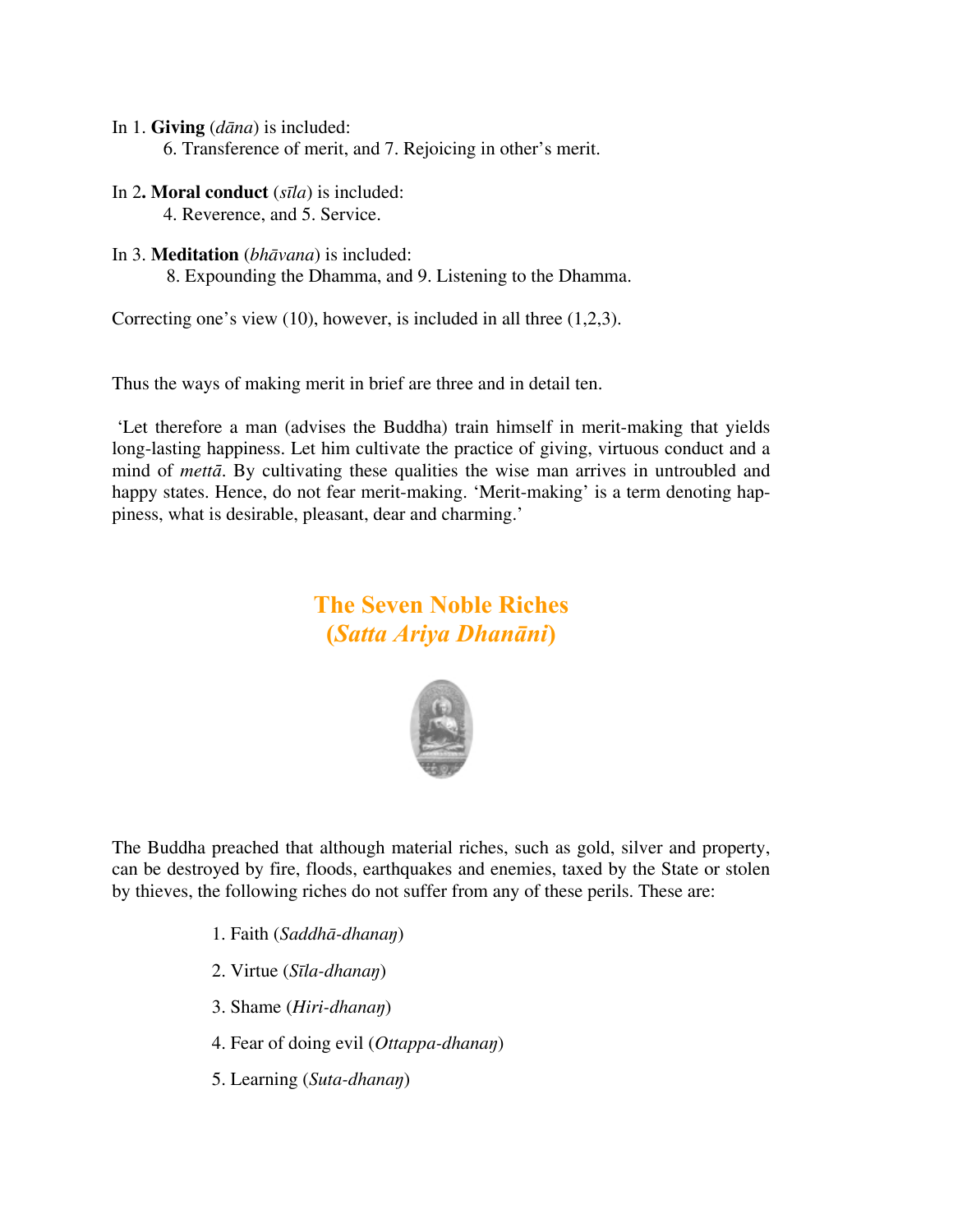In 1. **Giving** (*dāna*) is included:
6. Transference of merit, and 7. Rejoicing in other's merit.

In 2**. Moral conduct** (*sīla*) is included:
4. Reverence, and 5. Service.

In 3. **Meditation** (*bhāvana*) is included:
8. Expounding the Dhamma, and 9. Listening to the Dhamma.

Correcting one's view (10), however, is included in all three (1,2,3).

Thus the ways of making merit in brief are three and in detail ten.

'Let therefore a man (advises the Buddha) train himself in merit-making that yields long-lasting happiness. Let him cultivate the practice of giving, virtuous conduct and a mind of *mettā*. By cultivating these qualities the wise man arrives in untroubled and happy states. Hence, do not fear merit-making. 'Merit-making' is a term denoting happiness, what is desirable, pleasant, dear and charming.'

## The Seven Noble Riches
## (*Satta Ariya Dhanāni*)

The Buddha preached that although material riches, such as gold, silver and property, can be destroyed by fire, floods, earthquakes and enemies, taxed by the State or stolen by thieves, the following riches do not suffer from any of these perils. These are:

1. Faith (*Saddhā-dhanaŋ*)
2. Virtue (*Sīla-dhanaŋ*)
3. Shame (*Hiri-dhanaŋ*)
4. Fear of doing evil (*Ottappa-dhanaŋ*)
5. Learning (*Suta-dhanaŋ*)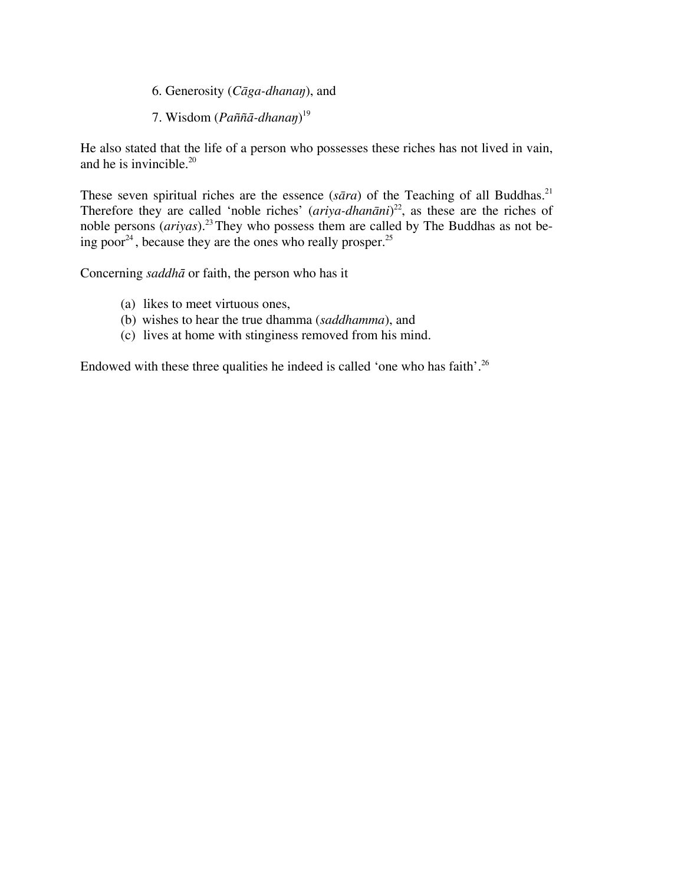6. Generosity (*Cāga-dhanaŋ*), and

7. Wisdom (*Paññā-dhanaŋ*)[19]

He also stated that the life of a person who possesses these riches has not lived in vain, and he is invincible.[20]

These seven spiritual riches are the essence (*sāra*) of the Teaching of all Buddhas.[21] Therefore they are called 'noble riches' (*ariya-dhanāni*)[22], as these are the riches of noble persons (*ariyas*).[23] They who possess them are called by The Buddhas as not being poor[24], because they are the ones who really prosper.[25]

Concerning *saddhā* or faith, the person who has it

(a) likes to meet virtuous ones,
(b) wishes to hear the true dhamma (*saddhamma*), and
(c) lives at home with stinginess removed from his mind.

Endowed with these three qualities he indeed is called 'one who has faith'.[26]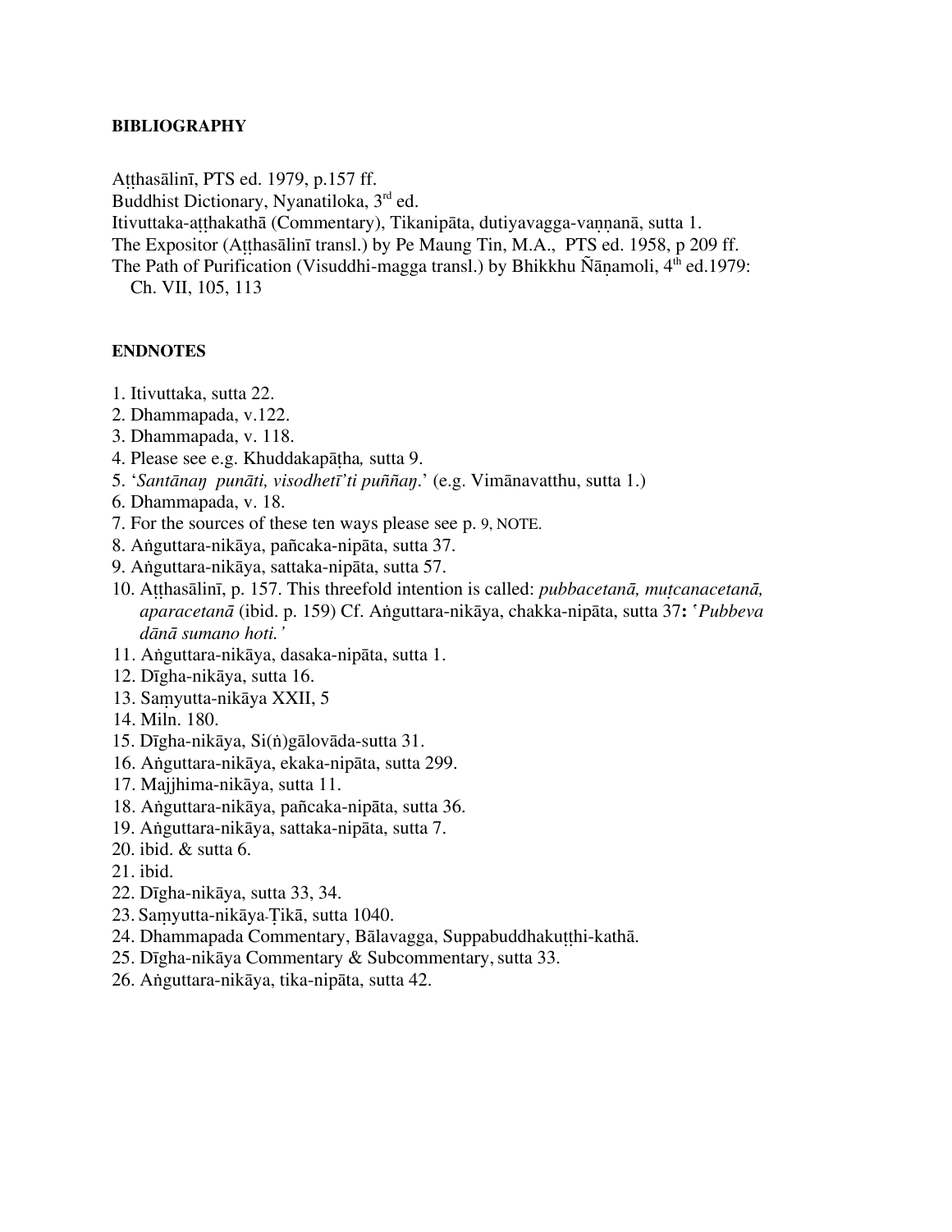## BIBLIOGRAPHY

Aṭṭhasālinī, PTS ed. 1979, p.157 ff.
Buddhist Dictionary, Nyanatiloka, 3rd ed.
Itivuttaka-aṭṭhakathā (Commentary), Tikanipāta, dutiyavagga-vaṇṇanā, sutta 1.
The Expositor (Aṭṭhasālinī transl.) by Pe Maung Tin, M.A., PTS ed. 1958, p 209 ff.
The Path of Purification (Visuddhi-magga transl.) by Bhikkhu Ñāṇamoli, 4th ed.1979:
Ch. VII, 105, 113

## ENDNOTES

1. Itivuttaka, sutta 22.
2. Dhammapada, v.122.
3. Dhammapada, v. 118.
4. Please see e.g. Khuddakapāṭha*,* sutta 9.
5. '*Santānaŋ punāti, visodhetī'ti puññaŋ*.' (e.g. Vimānavatthu, sutta 1.)
6. Dhammapada, v. 18.
7. For the sources of these ten ways please see p. 9, NOTE.
8. Aṅguttara-nikāya, pañcaka-nipāta, sutta 37.
9. Aṅguttara-nikāya, sattaka-nipāta, sutta 57.
10. Aṭṭhasālinī, p. 157. This threefold intention is called: *pubbacetanā, muṭcanacetanā, aparacetanā* (ibid. p. 159) Cf. Aṅguttara-nikāya, chakka-nipāta, sutta 37**:** '*Pubbeva dānā sumano hoti.'*
11. Aṅguttara-nikāya, dasaka-nipāta, sutta 1.
12. Dīgha-nikāya, sutta 16.
13. Saṃyutta-nikāya XXII, 5
14. Miln. 180.
15. Dīgha-nikāya, Si(ṅ)gālovāda-sutta 31.
16. Aṅguttara-nikāya, ekaka-nipāta, sutta 299.
17. Majjhima-nikāya, sutta 11.
18. Aṅguttara-nikāya, pañcaka-nipāta, sutta 36.
19. Aṅguttara-nikāya, sattaka-nipāta, sutta 7.
20. ibid. & sutta 6.
21. ibid.
22. Dīgha-nikāya, sutta 33, 34.
23. Saṃyutta-nikāya-Ṭikā, sutta 1040.
24. Dhammapada Commentary, Bālavagga, Suppabuddhakuṭṭhi-kathā.
25. Dīgha-nikāya Commentary & Subcommentary, sutta 33.
26. Aṅguttara-nikāya, tika-nipāta, sutta 42.